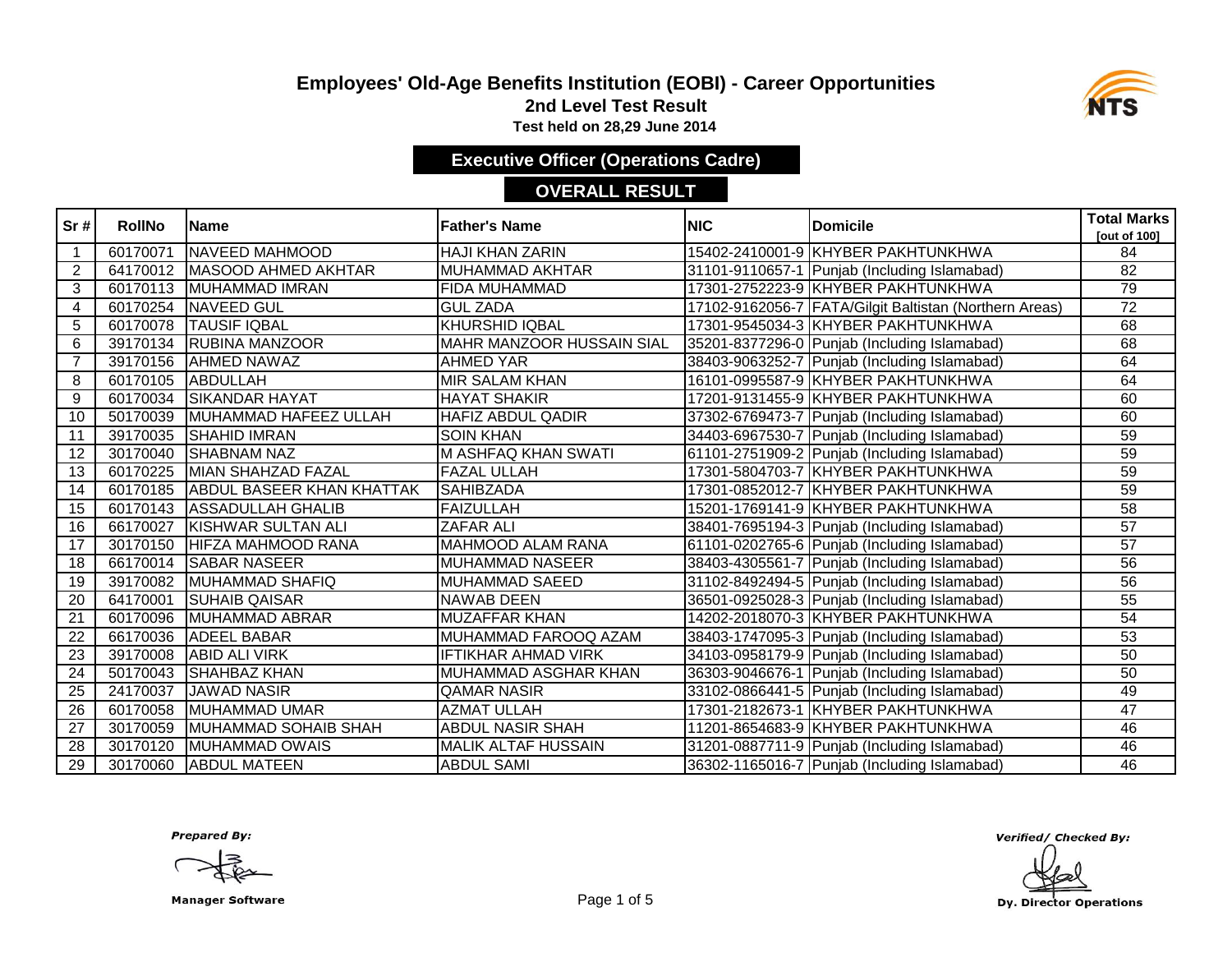# Employees' Old-Age Benefits Institution (EOBI) - Career Opportunities

## 2nd Level Test Result

**Test held on 28,29 June 2014**

### Executive Officer (Operations Cadre)

### OVERALL RESULT

| Sr # | RollNo | Name | Father's Name | NIC | Domicile | Total Marks [out of 100] |
|---|---|---|---|---|---|---|
| 1 | 60170071 | NAVEED MAHMOOD | HAJI KHAN ZARIN | 15402-2410001-9 | KHYBER PAKHTUNKHWA | 84 |
| 2 | 64170012 | MASOOD AHMED AKHTAR | MUHAMMAD AKHTAR | 31101-9110657-1 | Punjab (Including Islamabad) | 82 |
| 3 | 60170113 | MUHAMMAD IMRAN | FIDA MUHAMMAD | 17301-2752223-9 | KHYBER PAKHTUNKHWA | 79 |
| 4 | 60170254 | NAVEED GUL | GUL ZADA | 17102-9162056-7 | FATA/Gilgit Baltistan (Northern Areas) | 72 |
| 5 | 60170078 | TAUSIF IQBAL | KHURSHID IQBAL | 17301-9545034-3 | KHYBER PAKHTUNKHWA | 68 |
| 6 | 39170134 | RUBINA MANZOOR | MAHR MANZOOR HUSSAIN SIAL | 35201-8377296-0 | Punjab (Including Islamabad) | 68 |
| 7 | 39170156 | AHMED NAWAZ | AHMED YAR | 38403-9063252-7 | Punjab (Including Islamabad) | 64 |
| 8 | 60170105 | ABDULLAH | MIR SALAM KHAN | 16101-0995587-9 | KHYBER PAKHTUNKHWA | 64 |
| 9 | 60170034 | SIKANDAR HAYAT | HAYAT SHAKIR | 17201-9131455-9 | KHYBER PAKHTUNKHWA | 60 |
| 10 | 50170039 | MUHAMMAD HAFEEZ ULLAH | HAFIZ ABDUL QADIR | 37302-6769473-7 | Punjab (Including Islamabad) | 60 |
| 11 | 39170035 | SHAHID IMRAN | SOIN KHAN | 34403-6967530-7 | Punjab (Including Islamabad) | 59 |
| 12 | 30170040 | SHABNAM NAZ | M ASHFAQ KHAN SWATI | 61101-2751909-2 | Punjab (Including Islamabad) | 59 |
| 13 | 60170225 | MIAN SHAHZAD FAZAL | FAZAL ULLAH | 17301-5804703-7 | KHYBER PAKHTUNKHWA | 59 |
| 14 | 60170185 | ABDUL BASEER KHAN KHATTAK | SAHIBZADA | 17301-0852012-7 | KHYBER PAKHTUNKHWA | 59 |
| 15 | 60170143 | ASSADULLAH GHALIB | FAIZULLAH | 15201-1769141-9 | KHYBER PAKHTUNKHWA | 58 |
| 16 | 66170027 | KISHWAR SULTAN ALI | ZAFAR ALI | 38401-7695194-3 | Punjab (Including Islamabad) | 57 |
| 17 | 30170150 | HIFZA MAHMOOD RANA | MAHMOOD ALAM RANA | 61101-0202765-6 | Punjab (Including Islamabad) | 57 |
| 18 | 66170014 | SABAR NASEER | MUHAMMAD NASEER | 38403-4305561-7 | Punjab (Including Islamabad) | 56 |
| 19 | 39170082 | MUHAMMAD SHAFIQ | MUHAMMAD SAEED | 31102-8492494-5 | Punjab (Including Islamabad) | 56 |
| 20 | 64170001 | SUHAIB QAISAR | NAWAB DEEN | 36501-0925028-3 | Punjab (Including Islamabad) | 55 |
| 21 | 60170096 | MUHAMMAD ABRAR | MUZAFFAR KHAN | 14202-2018070-3 | KHYBER PAKHTUNKHWA | 54 |
| 22 | 66170036 | ADEEL BABAR | MUHAMMAD FAROOQ AZAM | 38403-1747095-3 | Punjab (Including Islamabad) | 53 |
| 23 | 39170008 | ABID ALI VIRK | IFTIKHAR AHMAD VIRK | 34103-0958179-9 | Punjab (Including Islamabad) | 50 |
| 24 | 50170043 | SHAHBAZ KHAN | MUHAMMAD ASGHAR KHAN | 36303-9046676-1 | Punjab (Including Islamabad) | 50 |
| 25 | 24170037 | JAWAD NASIR | QAMAR NASIR | 33102-0866441-5 | Punjab (Including Islamabad) | 49 |
| 26 | 60170058 | MUHAMMAD UMAR | AZMAT ULLAH | 17301-2182673-1 | KHYBER PAKHTUNKHWA | 47 |
| 27 | 30170059 | MUHAMMAD SOHAIB SHAH | ABDUL NASIR SHAH | 11201-8654683-9 | KHYBER PAKHTUNKHWA | 46 |
| 28 | 30170120 | MUHAMMAD OWAIS | MALIK ALTAF HUSSAIN | 31201-0887711-9 | Punjab (Including Islamabad) | 46 |
| 29 | 30170060 | ABDUL MATEEN | ABDUL SAMI | 36302-1165016-7 | Punjab (Including Islamabad) | 46 |

*Prepared By:*

**Manager Software**

*Verified/ Checked By:*

**Dy. Director Operations**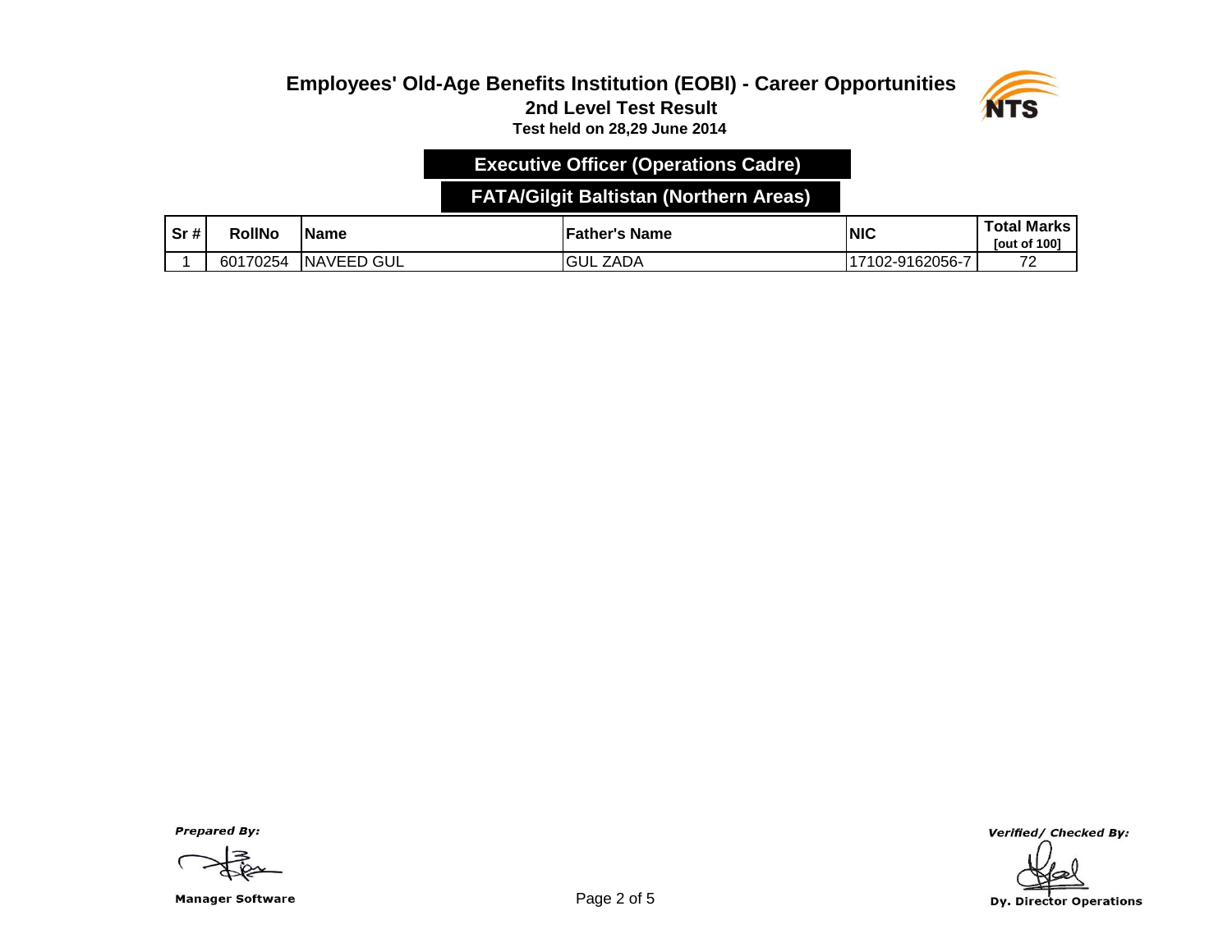# Employees' Old-Age Benefits Institution (EOBI) - Career Opportunities

## 2nd Level Test Result

**Test held on 28,29 June 2014**

### Executive Officer (Operations Cadre)

### FATA/Gilgit Baltistan (Northern Areas)

| Sr # | RollNo | Name | Father's Name | NIC | Total Marks [out of 100] |
|---|---|---|---|---|---|
| 1 | 60170254 | NAVEED GUL | GUL ZADA | 17102-9162056-7 | 72 |

*Prepared By:*

**Manager Software**

*Verified/ Checked By:*

**Dy. Director Operations**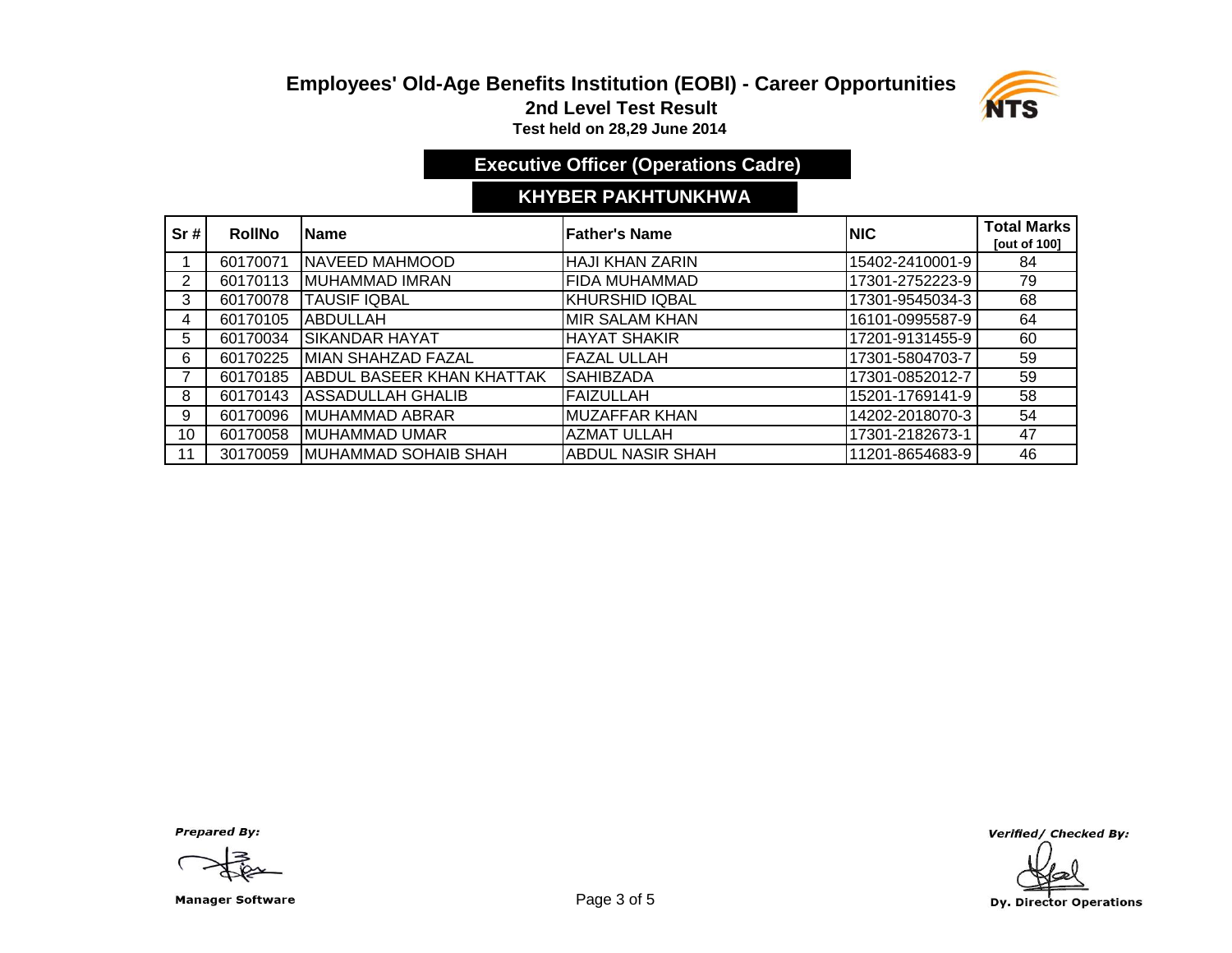# Employees' Old-Age Benefits Institution (EOBI) - Career Opportunities

## 2nd Level Test Result

**Test held on 28,29 June 2014**

### Executive Officer (Operations Cadre)

### KHYBER PAKHTUNKHWA

| Sr # | RollNo | Name | Father's Name | NIC | Total Marks [out of 100] |
|---|---|---|---|---|---|
| 1 | 60170071 | NAVEED MAHMOOD | HAJI KHAN ZARIN | 15402-2410001-9 | 84 |
| 2 | 60170113 | MUHAMMAD IMRAN | FIDA MUHAMMAD | 17301-2752223-9 | 79 |
| 3 | 60170078 | TAUSIF IQBAL | KHURSHID IQBAL | 17301-9545034-3 | 68 |
| 4 | 60170105 | ABDULLAH | MIR SALAM KHAN | 16101-0995587-9 | 64 |
| 5 | 60170034 | SIKANDAR HAYAT | HAYAT SHAKIR | 17201-9131455-9 | 60 |
| 6 | 60170225 | MIAN SHAHZAD FAZAL | FAZAL ULLAH | 17301-5804703-7 | 59 |
| 7 | 60170185 | ABDUL BASEER KHAN KHATTAK | SAHIBZADA | 17301-0852012-7 | 59 |
| 8 | 60170143 | ASSADULLAH GHALIB | FAIZULLAH | 15201-1769141-9 | 58 |
| 9 | 60170096 | MUHAMMAD ABRAR | MUZAFFAR KHAN | 14202-2018070-3 | 54 |
| 10 | 60170058 | MUHAMMAD UMAR | AZMAT ULLAH | 17301-2182673-1 | 47 |
| 11 | 30170059 | MUHAMMAD SOHAIB SHAH | ABDUL NASIR SHAH | 11201-8654683-9 | 46 |

*Prepared By:*

**Manager Software**

*Verified/ Checked By:*

**Dy. Director Operations**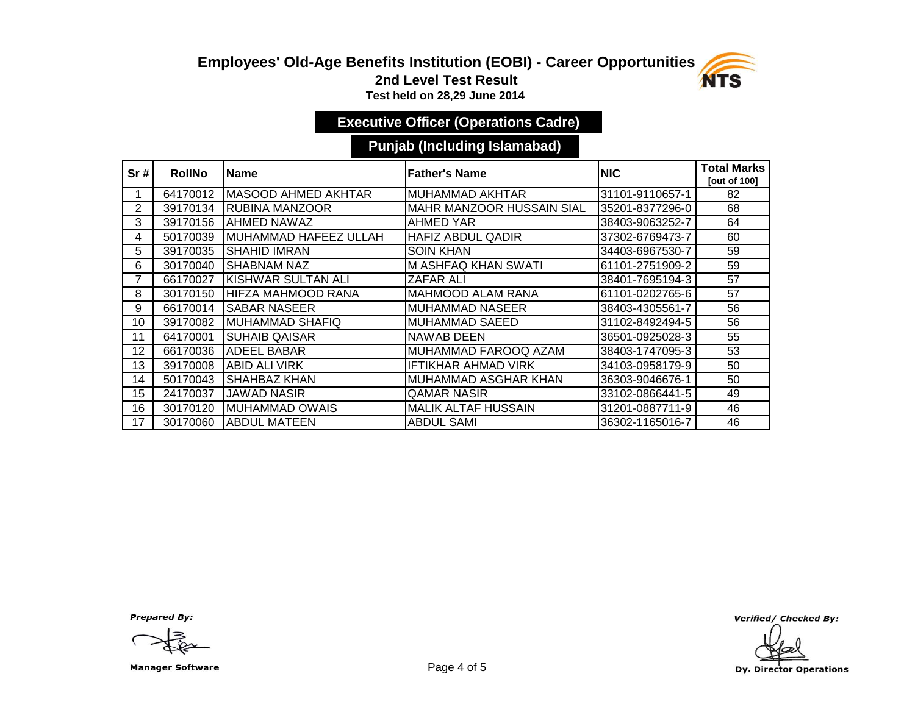# Employees' Old-Age Benefits Institution (EOBI) - Career Opportunities

## 2nd Level Test Result

**Test held on 28,29 June 2014**

### Executive Officer (Operations Cadre)

### Punjab (Including Islamabad)

| Sr # | RollNo | Name | Father's Name | NIC | Total Marks [out of 100] |
|---|---|---|---|---|---|
| 1 | 64170012 | MASOOD AHMED AKHTAR | MUHAMMAD AKHTAR | 31101-9110657-1 | 82 |
| 2 | 39170134 | RUBINA MANZOOR | MAHR MANZOOR HUSSAIN SIAL | 35201-8377296-0 | 68 |
| 3 | 39170156 | AHMED NAWAZ | AHMED YAR | 38403-9063252-7 | 64 |
| 4 | 50170039 | MUHAMMAD HAFEEZ ULLAH | HAFIZ ABDUL QADIR | 37302-6769473-7 | 60 |
| 5 | 39170035 | SHAHID IMRAN | SOIN KHAN | 34403-6967530-7 | 59 |
| 6 | 30170040 | SHABNAM NAZ | M ASHFAQ KHAN SWATI | 61101-2751909-2 | 59 |
| 7 | 66170027 | KISHWAR SULTAN ALI | ZAFAR ALI | 38401-7695194-3 | 57 |
| 8 | 30170150 | HIFZA MAHMOOD RANA | MAHMOOD ALAM RANA | 61101-0202765-6 | 57 |
| 9 | 66170014 | SABAR NASEER | MUHAMMAD NASEER | 38403-4305561-7 | 56 |
| 10 | 39170082 | MUHAMMAD SHAFIQ | MUHAMMAD SAEED | 31102-8492494-5 | 56 |
| 11 | 64170001 | SUHAIB QAISAR | NAWAB DEEN | 36501-0925028-3 | 55 |
| 12 | 66170036 | ADEEL BABAR | MUHAMMAD FAROOQ AZAM | 38403-1747095-3 | 53 |
| 13 | 39170008 | ABID ALI VIRK | IFTIKHAR AHMAD VIRK | 34103-0958179-9 | 50 |
| 14 | 50170043 | SHAHBAZ KHAN | MUHAMMAD ASGHAR KHAN | 36303-9046676-1 | 50 |
| 15 | 24170037 | JAWAD NASIR | QAMAR NASIR | 33102-0866441-5 | 49 |
| 16 | 30170120 | MUHAMMAD OWAIS | MALIK ALTAF HUSSAIN | 31201-0887711-9 | 46 |
| 17 | 30170060 | ABDUL MATEEN | ABDUL SAMI | 36302-1165016-7 | 46 |

*Prepared By:*

**Manager Software**

*Verified/ Checked By:*

**Dy. Director Operations**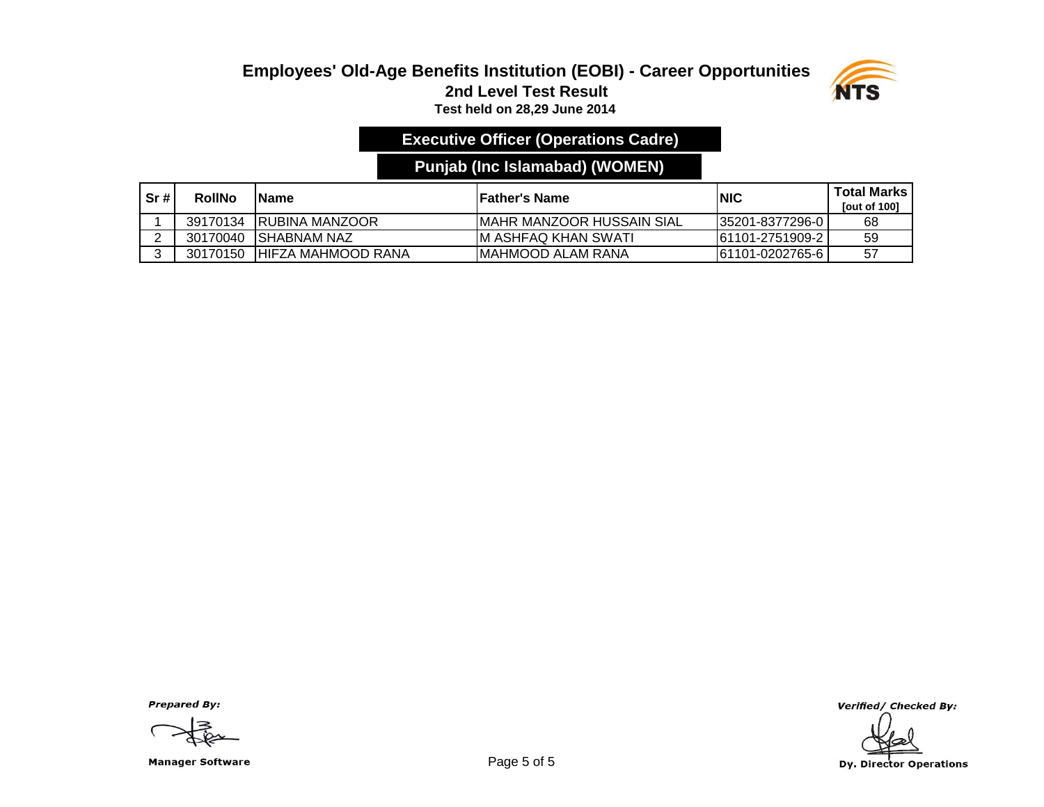# Employees' Old-Age Benefits Institution (EOBI) - Career Opportunities

## 2nd Level Test Result

**Test held on 28,29 June 2014**

### Executive Officer (Operations Cadre)

### Punjab (Inc Islamabad) (WOMEN)

| Sr # | RollNo | Name | Father's Name | NIC | Total Marks [out of 100] |
|---|---|---|---|---|---|
| 1 | 39170134 | RUBINA MANZOOR | MAHR MANZOOR HUSSAIN SIAL | 35201-8377296-0 | 68 |
| 2 | 30170040 | SHABNAM NAZ | M ASHFAQ KHAN SWATI | 61101-2751909-2 | 59 |
| 3 | 30170150 | HIFZA MAHMOOD RANA | MAHMOOD ALAM RANA | 61101-0202765-6 | 57 |

*Prepared By:*

**Manager Software**

*Verified/ Checked By:*

**Dy. Director Operations**